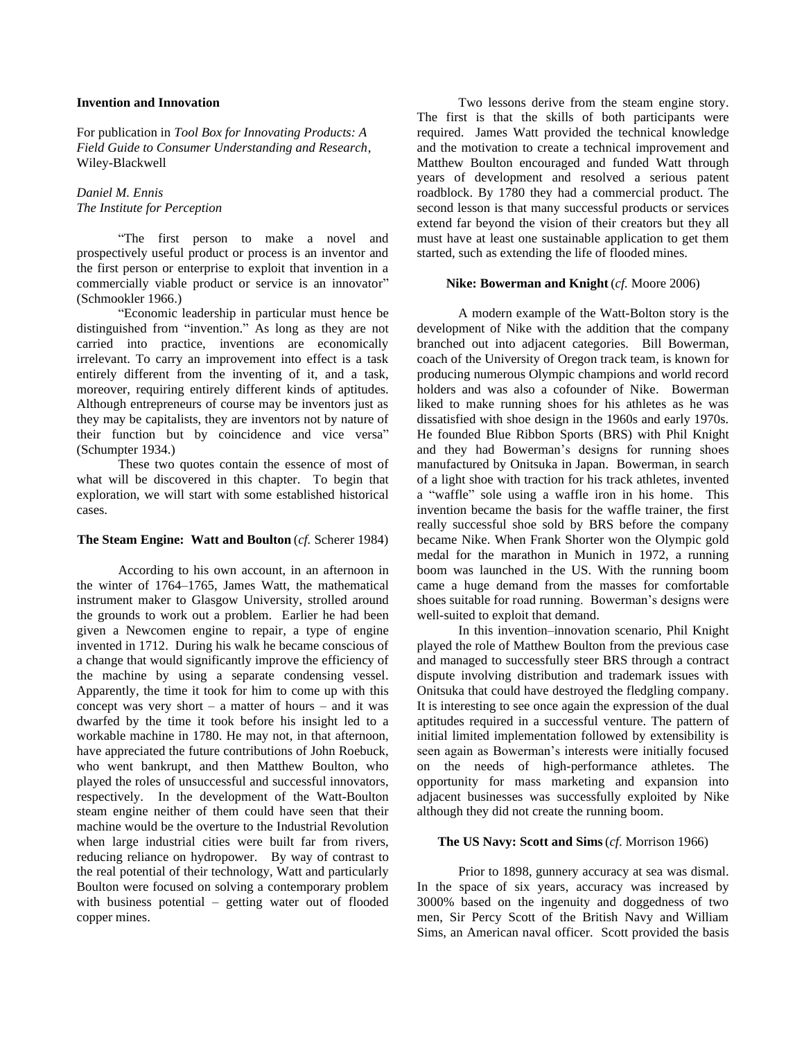**Invention and Innovation**

For publication in *Tool Box for Innovating Products: A Field Guide to Consumer Understanding and Research*, Wiley-Blackwell

*Daniel M. Ennis*
*The Institute for Perception*

"The first person to make a novel and prospectively useful product or process is an inventor and the first person or enterprise to exploit that invention in a commercially viable product or service is an innovator" (Schmookler 1966.)

"Economic leadership in particular must hence be distinguished from "invention." As long as they are not carried into practice, inventions are economically irrelevant. To carry an improvement into effect is a task entirely different from the inventing of it, and a task, moreover, requiring entirely different kinds of aptitudes. Although entrepreneurs of course may be inventors just as they may be capitalists, they are inventors not by nature of their function but by coincidence and vice versa" (Schumpter 1934.)

These two quotes contain the essence of most of what will be discovered in this chapter. To begin that exploration, we will start with some established historical cases.

**The Steam Engine: Watt and Boulton** (*cf.* Scherer 1984)

According to his own account, in an afternoon in the winter of 1764–1765, James Watt, the mathematical instrument maker to Glasgow University, strolled around the grounds to work out a problem. Earlier he had been given a Newcomen engine to repair, a type of engine invented in 1712. During his walk he became conscious of a change that would significantly improve the efficiency of the machine by using a separate condensing vessel. Apparently, the time it took for him to come up with this concept was very short – a matter of hours – and it was dwarfed by the time it took before his insight led to a workable machine in 1780. He may not, in that afternoon, have appreciated the future contributions of John Roebuck, who went bankrupt, and then Matthew Boulton, who played the roles of unsuccessful and successful innovators, respectively. In the development of the Watt-Boulton steam engine neither of them could have seen that their machine would be the overture to the Industrial Revolution when large industrial cities were built far from rivers, reducing reliance on hydropower. By way of contrast to the real potential of their technology, Watt and particularly Boulton were focused on solving a contemporary problem with business potential – getting water out of flooded copper mines.

Two lessons derive from the steam engine story. The first is that the skills of both participants were required. James Watt provided the technical knowledge and the motivation to create a technical improvement and Matthew Boulton encouraged and funded Watt through years of development and resolved a serious patent roadblock. By 1780 they had a commercial product. The second lesson is that many successful products or services extend far beyond the vision of their creators but they all must have at least one sustainable application to get them started, such as extending the life of flooded mines.

**Nike: Bowerman and Knight** (*cf.* Moore 2006)

A modern example of the Watt-Bolton story is the development of Nike with the addition that the company branched out into adjacent categories. Bill Bowerman, coach of the University of Oregon track team, is known for producing numerous Olympic champions and world record holders and was also a cofounder of Nike. Bowerman liked to make running shoes for his athletes as he was dissatisfied with shoe design in the 1960s and early 1970s. He founded Blue Ribbon Sports (BRS) with Phil Knight and they had Bowerman's designs for running shoes manufactured by Onitsuka in Japan. Bowerman, in search of a light shoe with traction for his track athletes, invented a "waffle" sole using a waffle iron in his home. This invention became the basis for the waffle trainer, the first really successful shoe sold by BRS before the company became Nike. When Frank Shorter won the Olympic gold medal for the marathon in Munich in 1972, a running boom was launched in the US. With the running boom came a huge demand from the masses for comfortable shoes suitable for road running. Bowerman's designs were well-suited to exploit that demand.

In this invention–innovation scenario, Phil Knight played the role of Matthew Boulton from the previous case and managed to successfully steer BRS through a contract dispute involving distribution and trademark issues with Onitsuka that could have destroyed the fledgling company. It is interesting to see once again the expression of the dual aptitudes required in a successful venture. The pattern of initial limited implementation followed by extensibility is seen again as Bowerman's interests were initially focused on the needs of high-performance athletes. The opportunity for mass marketing and expansion into adjacent businesses was successfully exploited by Nike although they did not create the running boom.

**The US Navy: Scott and Sims** (*cf.* Morrison 1966)

Prior to 1898, gunnery accuracy at sea was dismal. In the space of six years, accuracy was increased by 3000% based on the ingenuity and doggedness of two men, Sir Percy Scott of the British Navy and William Sims, an American naval officer. Scott provided the basis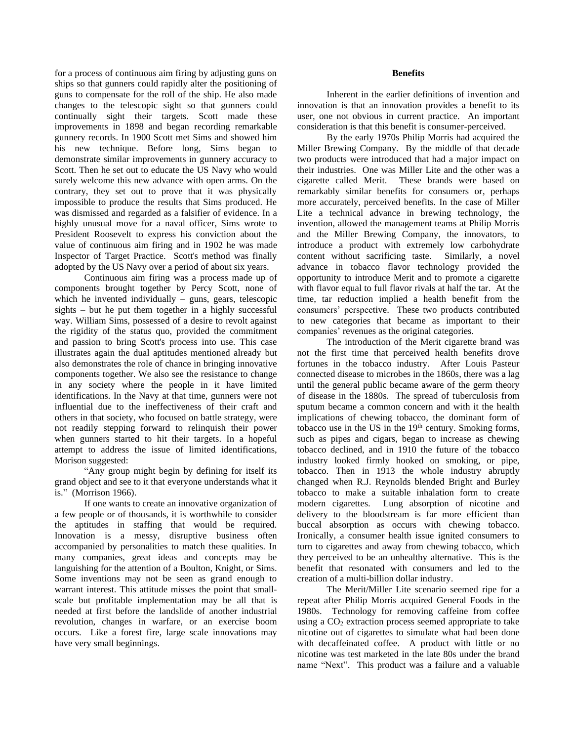for a process of continuous aim firing by adjusting guns on ships so that gunners could rapidly alter the positioning of guns to compensate for the roll of the ship. He also made changes to the telescopic sight so that gunners could continually sight their targets. Scott made these improvements in 1898 and began recording remarkable gunnery records. In 1900 Scott met Sims and showed him his new technique. Before long, Sims began to demonstrate similar improvements in gunnery accuracy to Scott. Then he set out to educate the US Navy who would surely welcome this new advance with open arms. On the contrary, they set out to prove that it was physically impossible to produce the results that Sims produced. He was dismissed and regarded as a falsifier of evidence. In a highly unusual move for a naval officer, Sims wrote to President Roosevelt to express his conviction about the value of continuous aim firing and in 1902 he was made Inspector of Target Practice. Scott's method was finally adopted by the US Navy over a period of about six years.

Continuous aim firing was a process made up of components brought together by Percy Scott, none of which he invented individually – guns, gears, telescopic sights – but he put them together in a highly successful way. William Sims, possessed of a desire to revolt against the rigidity of the status quo, provided the commitment and passion to bring Scott's process into use. This case illustrates again the dual aptitudes mentioned already but also demonstrates the role of chance in bringing innovative components together. We also see the resistance to change in any society where the people in it have limited identifications. In the Navy at that time, gunners were not influential due to the ineffectiveness of their craft and others in that society, who focused on battle strategy, were not readily stepping forward to relinquish their power when gunners started to hit their targets. In a hopeful attempt to address the issue of limited identifications, Morison suggested:

"Any group might begin by defining for itself its grand object and see to it that everyone understands what it is." (Morrison 1966).

If one wants to create an innovative organization of a few people or of thousands, it is worthwhile to consider the aptitudes in staffing that would be required. Innovation is a messy, disruptive business often accompanied by personalities to match these qualities. In many companies, great ideas and concepts may be languishing for the attention of a Boulton, Knight, or Sims. Some inventions may not be seen as grand enough to warrant interest. This attitude misses the point that small-scale but profitable implementation may be all that is needed at first before the landslide of another industrial revolution, changes in warfare, or an exercise boom occurs. Like a forest fire, large scale innovations may have very small beginnings.

## Benefits

Inherent in the earlier definitions of invention and innovation is that an innovation provides a benefit to its user, one not obvious in current practice. An important consideration is that this benefit is consumer-perceived.

By the early 1970s Philip Morris had acquired the Miller Brewing Company. By the middle of that decade two products were introduced that had a major impact on their industries. One was Miller Lite and the other was a cigarette called Merit. These brands were based on remarkably similar benefits for consumers or, perhaps more accurately, perceived benefits. In the case of Miller Lite a technical advance in brewing technology, the invention, allowed the management teams at Philip Morris and the Miller Brewing Company, the innovators, to introduce a product with extremely low carbohydrate content without sacrificing taste. Similarly, a novel advance in tobacco flavor technology provided the opportunity to introduce Merit and to promote a cigarette with flavor equal to full flavor rivals at half the tar. At the time, tar reduction implied a health benefit from the consumers' perspective. These two products contributed to new categories that became as important to their companies' revenues as the original categories.

The introduction of the Merit cigarette brand was not the first time that perceived health benefits drove fortunes in the tobacco industry. After Louis Pasteur connected disease to microbes in the 1860s, there was a lag until the general public became aware of the germ theory of disease in the 1880s. The spread of tuberculosis from sputum became a common concern and with it the health implications of chewing tobacco, the dominant form of tobacco use in the US in the 19th century. Smoking forms, such as pipes and cigars, began to increase as chewing tobacco declined, and in 1910 the future of the tobacco industry looked firmly hooked on smoking, or pipe, tobacco. Then in 1913 the whole industry abruptly changed when R.J. Reynolds blended Bright and Burley tobacco to make a suitable inhalation form to create modern cigarettes. Lung absorption of nicotine and delivery to the bloodstream is far more efficient than buccal absorption as occurs with chewing tobacco. Ironically, a consumer health issue ignited consumers to turn to cigarettes and away from chewing tobacco, which they perceived to be an unhealthy alternative. This is the benefit that resonated with consumers and led to the creation of a multi-billion dollar industry.

The Merit/Miller Lite scenario seemed ripe for a repeat after Philip Morris acquired General Foods in the 1980s. Technology for removing caffeine from coffee using a $CO_2$ extraction process seemed appropriate to take nicotine out of cigarettes to simulate what had been done with decaffeinated coffee. A product with little or no nicotine was test marketed in the late 80s under the brand name "Next". This product was a failure and a valuable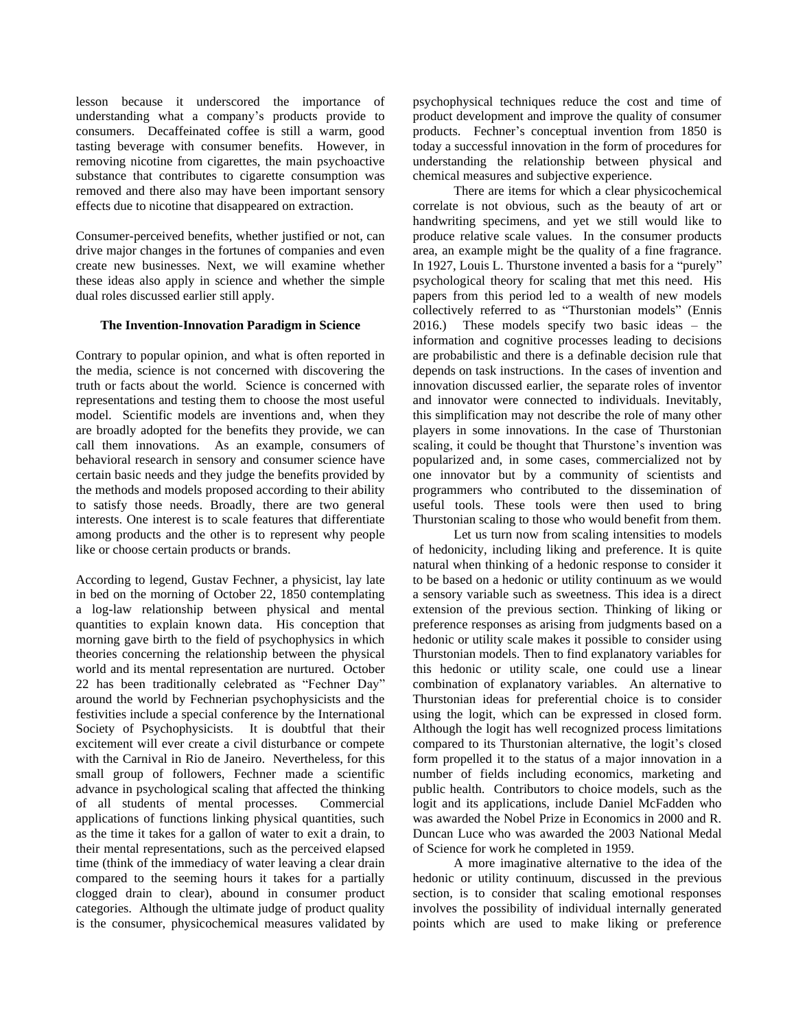lesson because it underscored the importance of understanding what a company's products provide to consumers. Decaffeinated coffee is still a warm, good tasting beverage with consumer benefits. However, in removing nicotine from cigarettes, the main psychoactive substance that contributes to cigarette consumption was removed and there also may have been important sensory effects due to nicotine that disappeared on extraction.

Consumer-perceived benefits, whether justified or not, can drive major changes in the fortunes of companies and even create new businesses. Next, we will examine whether these ideas also apply in science and whether the simple dual roles discussed earlier still apply.

## The Invention-Innovation Paradigm in Science

Contrary to popular opinion, and what is often reported in the media, science is not concerned with discovering the truth or facts about the world. Science is concerned with representations and testing them to choose the most useful model. Scientific models are inventions and, when they are broadly adopted for the benefits they provide, we can call them innovations. As an example, consumers of behavioral research in sensory and consumer science have certain basic needs and they judge the benefits provided by the methods and models proposed according to their ability to satisfy those needs. Broadly, there are two general interests. One interest is to scale features that differentiate among products and the other is to represent why people like or choose certain products or brands.

According to legend, Gustav Fechner, a physicist, lay late in bed on the morning of October 22, 1850 contemplating a log-law relationship between physical and mental quantities to explain known data. His conception that morning gave birth to the field of psychophysics in which theories concerning the relationship between the physical world and its mental representation are nurtured. October 22 has been traditionally celebrated as "Fechner Day" around the world by Fechnerian psychophysicists and the festivities include a special conference by the International Society of Psychophysicists. It is doubtful that their excitement will ever create a civil disturbance or compete with the Carnival in Rio de Janeiro. Nevertheless, for this small group of followers, Fechner made a scientific advance in psychological scaling that affected the thinking of all students of mental processes. Commercial applications of functions linking physical quantities, such as the time it takes for a gallon of water to exit a drain, to their mental representations, such as the perceived elapsed time (think of the immediacy of water leaving a clear drain compared to the seeming hours it takes for a partially clogged drain to clear), abound in consumer product categories. Although the ultimate judge of product quality is the consumer, physicochemical measures validated by psychophysical techniques reduce the cost and time of product development and improve the quality of consumer products. Fechner's conceptual invention from 1850 is today a successful innovation in the form of procedures for understanding the relationship between physical and chemical measures and subjective experience.

There are items for which a clear physicochemical correlate is not obvious, such as the beauty of art or handwriting specimens, and yet we still would like to produce relative scale values. In the consumer products area, an example might be the quality of a fine fragrance. In 1927, Louis L. Thurstone invented a basis for a "purely" psychological theory for scaling that met this need. His papers from this period led to a wealth of new models collectively referred to as "Thurstonian models" (Ennis 2016.) These models specify two basic ideas – the information and cognitive processes leading to decisions are probabilistic and there is a definable decision rule that depends on task instructions. In the cases of invention and innovation discussed earlier, the separate roles of inventor and innovator were connected to individuals. Inevitably, this simplification may not describe the role of many other players in some innovations. In the case of Thurstonian scaling, it could be thought that Thurstone's invention was popularized and, in some cases, commercialized not by one innovator but by a community of scientists and programmers who contributed to the dissemination of useful tools. These tools were then used to bring Thurstonian scaling to those who would benefit from them.

Let us turn now from scaling intensities to models of hedonicity, including liking and preference. It is quite natural when thinking of a hedonic response to consider it to be based on a hedonic or utility continuum as we would a sensory variable such as sweetness. This idea is a direct extension of the previous section. Thinking of liking or preference responses as arising from judgments based on a hedonic or utility scale makes it possible to consider using Thurstonian models. Then to find explanatory variables for this hedonic or utility scale, one could use a linear combination of explanatory variables. An alternative to Thurstonian ideas for preferential choice is to consider using the logit, which can be expressed in closed form. Although the logit has well recognized process limitations compared to its Thurstonian alternative, the logit's closed form propelled it to the status of a major innovation in a number of fields including economics, marketing and public health. Contributors to choice models, such as the logit and its applications, include Daniel McFadden who was awarded the Nobel Prize in Economics in 2000 and R. Duncan Luce who was awarded the 2003 National Medal of Science for work he completed in 1959.

A more imaginative alternative to the idea of the hedonic or utility continuum, discussed in the previous section, is to consider that scaling emotional responses involves the possibility of individual internally generated points which are used to make liking or preference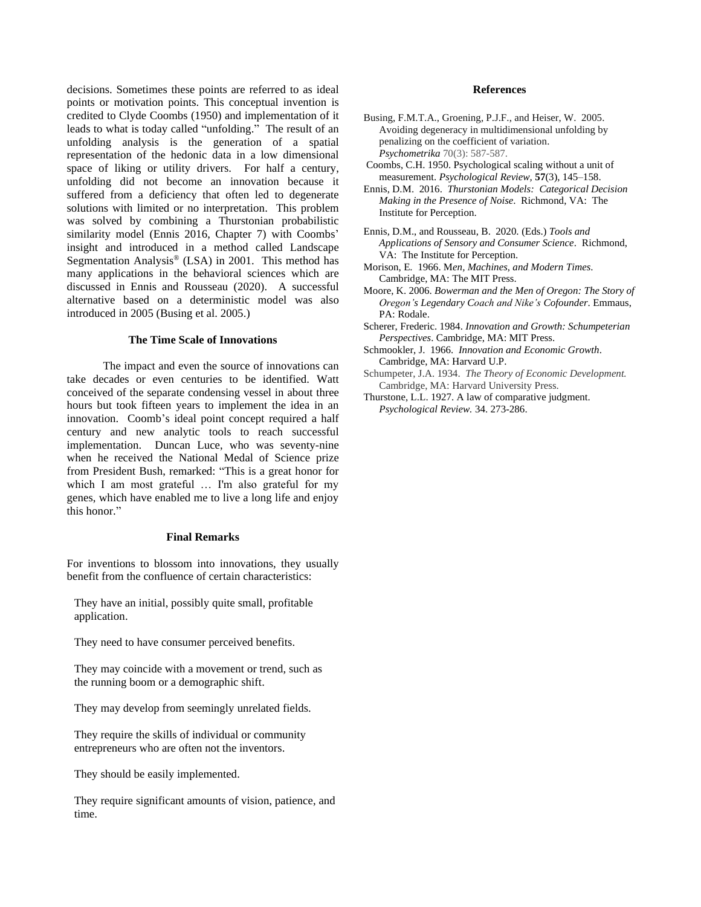decisions. Sometimes these points are referred to as ideal points or motivation points. This conceptual invention is credited to Clyde Coombs (1950) and implementation of it leads to what is today called "unfolding." The result of an unfolding analysis is the generation of a spatial representation of the hedonic data in a low dimensional space of liking or utility drivers. For half a century, unfolding did not become an innovation because it suffered from a deficiency that often led to degenerate solutions with limited or no interpretation. This problem was solved by combining a Thurstonian probabilistic similarity model (Ennis 2016, Chapter 7) with Coombs' insight and introduced in a method called Landscape Segmentation Analysis® (LSA) in 2001. This method has many applications in the behavioral sciences which are discussed in Ennis and Rousseau (2020). A successful alternative based on a deterministic model was also introduced in 2005 (Busing et al. 2005.)

## The Time Scale of Innovations

The impact and even the source of innovations can take decades or even centuries to be identified. Watt conceived of the separate condensing vessel in about three hours but took fifteen years to implement the idea in an innovation. Coomb's ideal point concept required a half century and new analytic tools to reach successful implementation. Duncan Luce, who was seventy-nine when he received the National Medal of Science prize from President Bush, remarked: "This is a great honor for which I am most grateful … I'm also grateful for my genes, which have enabled me to live a long life and enjoy this honor."

## Final Remarks

For inventions to blossom into innovations, they usually benefit from the confluence of certain characteristics:

They have an initial, possibly quite small, profitable application.

They need to have consumer perceived benefits.

They may coincide with a movement or trend, such as the running boom or a demographic shift.

They may develop from seemingly unrelated fields.

They require the skills of individual or community entrepreneurs who are often not the inventors.

They should be easily implemented.

They require significant amounts of vision, patience, and time.

## References

Busing, F.M.T.A., Groening, P.J.F., and Heiser, W. 2005. Avoiding degeneracy in multidimensional unfolding by penalizing on the coefficient of variation. *Psychometrika* 70(3): 587-587.

Coombs, C.H. 1950. Psychological scaling without a unit of measurement. *Psychological Review,* **57**(3), 145–158.

Ennis, D.M. 2016. *Thurstonian Models: Categorical Decision Making in the Presence of Noise.* Richmond, VA: The Institute for Perception.

Ennis, D.M., and Rousseau, B. 2020. (Eds.) *Tools and Applications of Sensory and Consumer Science*. Richmond, VA: The Institute for Perception.

Morison, E. 1966. M*en, Machines, and Modern Times.* Cambridge, MA: The MIT Press.

Moore, K. 2006. *Bowerman and the Men of Oregon: The Story of Oregon's Legendary Coach and Nike's Cofounder*. Emmaus, PA: Rodale.

Scherer, Frederic. 1984. *Innovation and Growth: Schumpeterian Perspectives*. Cambridge, MA: MIT Press.

Schmookler, J. 1966. *Innovation and Economic Growth*. Cambridge, MA: Harvard U.P.

Schumpeter, J.A. 1934. *The Theory of Economic Development.* Cambridge, MA: Harvard University Press.

Thurstone, L.L. 1927. A law of comparative judgment. *Psychological Review.* 34. 273-286.